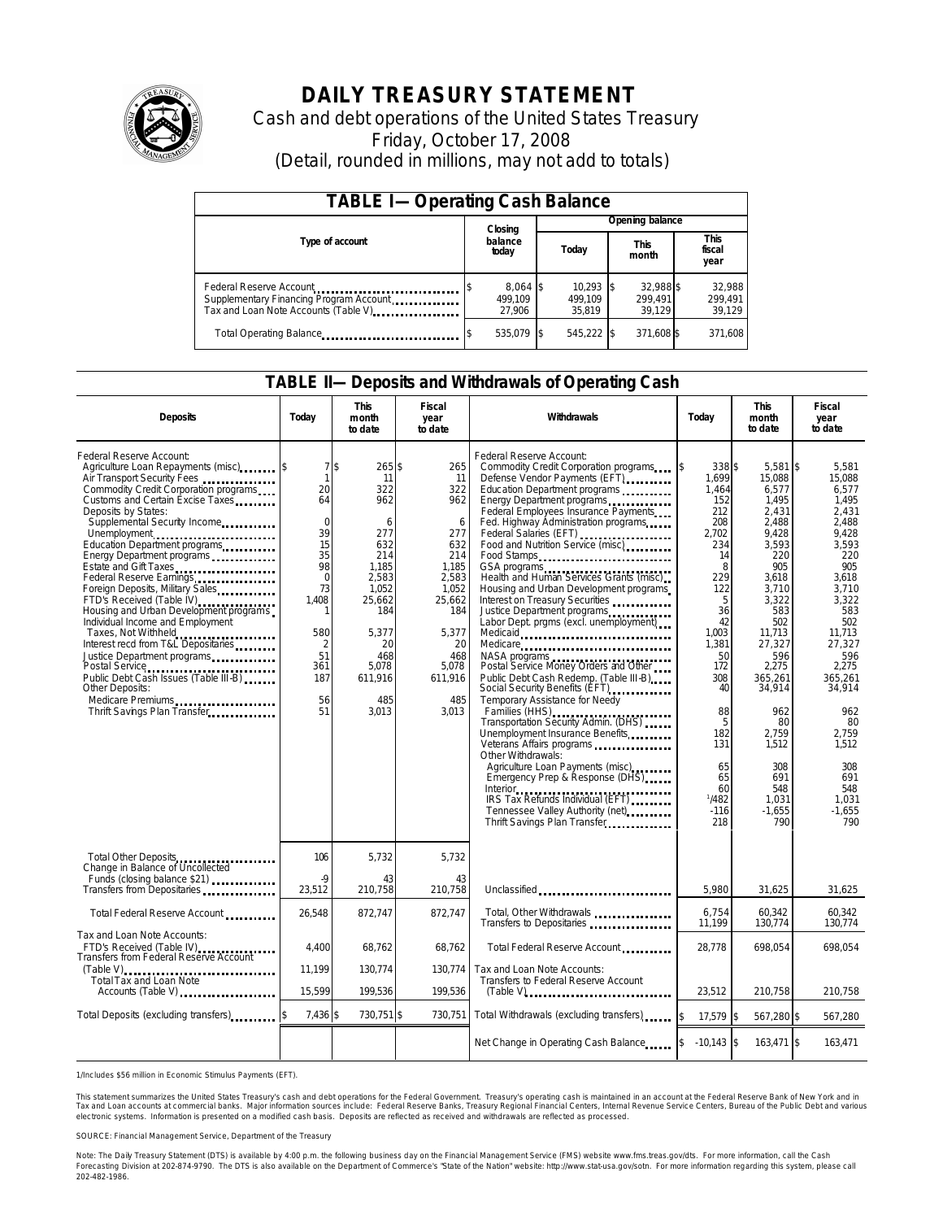# DAILY TREASURY STATEMENT

Cash and debt operations of the United States Treasury

Friday, October 17, 2008

(Detail, rounded in millions, may not add to totals)

## TABLE I—Operating Cash Balance

| Type of account | Closing balance today | Opening balance Today | Opening balance This month | Opening balance This fiscal year |
|---|---|---|---|---|
| Federal Reserve Account | $ 8,064 | $ 10,293 | $ 32,988 | $ 32,988 |
| Supplementary Financing Program Account | 499,109 | 499,109 | 299,491 | 299,491 |
| Tax and Loan Note Accounts (Table V) | 27,906 | 35,819 | 39,129 | 39,129 |
| Total Operating Balance | $ 535,079 | $ 545,222 | $ 371,608 | $ 371,608 |

## TABLE II—Deposits and Withdrawals of Operating Cash

| Deposits | Today | This month to date | Fiscal year to date | Withdrawals | Today | This month to date | Fiscal year to date |
|---|---|---|---|---|---|---|---|
| Federal Reserve Account: | | | | Federal Reserve Account: | | | |
| Agriculture Loan Repayments (misc) | $ 7 | $ 265 | $ 265 | Commodity Credit Corporation programs | $ 338 | $ 5,581 | $ 5,581 |
| Air Transport Security Fees | 1 | 11 | 11 | Defense Vendor Payments (EFT) | 1,699 | 15,088 | 15,088 |
| Commodity Credit Corporation programs | 20 | 322 | 322 | Education Department programs | 1,464 | 6,577 | 6,577 |
| Customs and Certain Excise Taxes | 64 | 962 | 962 | Energy Department programs | 152 | 1,495 | 1,495 |
| Deposits by States: | | | | Federal Employees Insurance Payments | 212 | 2,431 | 2,431 |
| Supplemental Security Income | 0 | 6 | 6 | Fed. Highway Administration programs | 208 | 2,488 | 2,488 |
| Unemployment | 39 | 277 | 277 | Federal Salaries (EFT) | 2,702 | 9,428 | 9,428 |
| Education Department programs | 15 | 632 | 632 | Food and Nutrition Service (misc) | 234 | 3,593 | 3,593 |
| Energy Department programs | 35 | 214 | 214 | Food Stamps | 14 | 220 | 220 |
| Estate and Gift Taxes | 98 | 1,185 | 1,185 | GSA programs | 8 | 905 | 905 |
| Federal Reserve Earnings | 0 | 2,583 | 2,583 | Health and Human Services Grants (misc) | 229 | 3,618 | 3,618 |
| Foreign Deposits, Military Sales | 73 | 1,052 | 1,052 | Housing and Urban Development programs | 122 | 3,710 | 3,710 |
| FTD's Received (Table IV) | 1,408 | 25,662 | 25,662 | Interest on Treasury Securities | 5 | 3,322 | 3,322 |
| Housing and Urban Development programs | 1 | 184 | 184 | Justice Department programs | 36 | 583 | 583 |
| Individual Income and Employment Taxes, Not Withheld | 580 | 5,377 | 5,377 | Labor Dept. prgms (excl. unemployment) | 42 | 502 | 502 |
| Interest recd from T&L Depositaries | 2 | 20 | 20 | Medicaid | 1,003 | 11,713 | 11,713 |
| Justice Department programs | 51 | 468 | 468 | Medicare | 1,381 | 27,327 | 27,327 |
| Postal Service | 361 | 5,078 | 5,078 | NASA programs | 50 | 596 | 596 |
| Public Debt Cash Issues (Table III-B) | 187 | 611,916 | 611,916 | Postal Service Money Orders and Other | 172 | 2,275 | 2,275 |
| Other Deposits: | | | | Public Debt Cash Redemp. (Table III-B) | 308 | 365,261 | 365,261 |
| Medicare Premiums | 56 | 485 | 485 | Social Security Benefits (EFT) | 40 | 34,914 | 34,914 |
| Thrift Savings Plan Transfer | 51 | 3,013 | 3,013 | Temporary Assistance for Needy Families (HHS) | 88 | 962 | 962 |
| | | | | Transportation Security Admin. (DHS) | 5 | 80 | 80 |
| | | | | Unemployment Insurance Benefits | 182 | 2,759 | 2,759 |
| | | | | Veterans Affairs programs | 131 | 1,512 | 1,512 |
| | | | | Other Withdrawals: | | | |
| | | | | Agriculture Loan Payments (misc) | 65 | 308 | 308 |
| | | | | Emergency Prep & Response (DHS) | 65 | 691 | 691 |
| | | | | Interior | 60 | 548 | 548 |
| | | | | IRS Tax Refunds Individual (EFT) | [1]482 | 1,031 | 1,031 |
| | | | | Tennessee Valley Authority (net) | -116 | -1,655 | -1,655 |
| | | | | Thrift Savings Plan Transfer | 218 | 790 | 790 |
| Total Other Deposits | 106 | 5,732 | 5,732 | | | | |
| Change in Balance of Uncollected Funds (closing balance $21) | -9 | 43 | 43 | | | | |
| Transfers from Depositaries | 23,512 | 210,758 | 210,758 | Unclassified | 5,980 | 31,625 | 31,625 |
| Total Federal Reserve Account | 26,548 | 872,747 | 872,747 | Total, Other Withdrawals | 6,754 | 60,342 | 60,342 |
| | | | | Transfers to Depositaries | 11,199 | 130,774 | 130,774 |
| Tax and Loan Note Accounts: | | | | Total Federal Reserve Account | 28,778 | 698,054 | 698,054 |
| FTD's Received (Table IV) | 4,400 | 68,762 | 68,762 | | | | |
| Transfers from Federal Reserve Account (Table V) | 11,199 | 130,774 | 130,774 | Tax and Loan Note Accounts: | | | |
| Total Tax and Loan Note Accounts (Table V) | 15,599 | 199,536 | 199,536 | Transfers to Federal Reserve Account (Table V) | 23,512 | 210,758 | 210,758 |
| Total Deposits (excluding transfers) | $ 7,436 | $ 730,751 | $ 730,751 | Total Withdrawals (excluding transfers) | $ 17,579 | $ 567,280 | $ 567,280 |
| | | | | Net Change in Operating Cash Balance | $ -10,143 | $ 163,471 | $ 163,471 |

1/Includes $56 million in Economic Stimulus Payments (EFT).

This statement summarizes the United States Treasury's cash and debt operations for the Federal Government. Treasury's operating cash is maintained in an account at the Federal Reserve Bank of New York and in Tax and Loan accounts at commercial banks. Major information sources include: Federal Reserve Banks, Treasury Regional Financial Centers, Internal Revenue Service Centers, Bureau of the Public Debt and various electronic systems. Information is presented on a modified cash basis. Deposits are reflected as received and withdrawals are reflected as processed.

SOURCE: Financial Management Service, Department of the Treasury

Note: The Daily Treasury Statement (DTS) is available by 4:00 p.m. the following business day on the Financial Management Service (FMS) website www.fms.treas.gov/dts. For more information, call the Cash Forecasting Division at 202-874-9790. The DTS is also available on the Department of Commerce's "State of the Nation" website: http://www.stat-usa.gov/sotn. For more information regarding this system, please call 202-482-1986.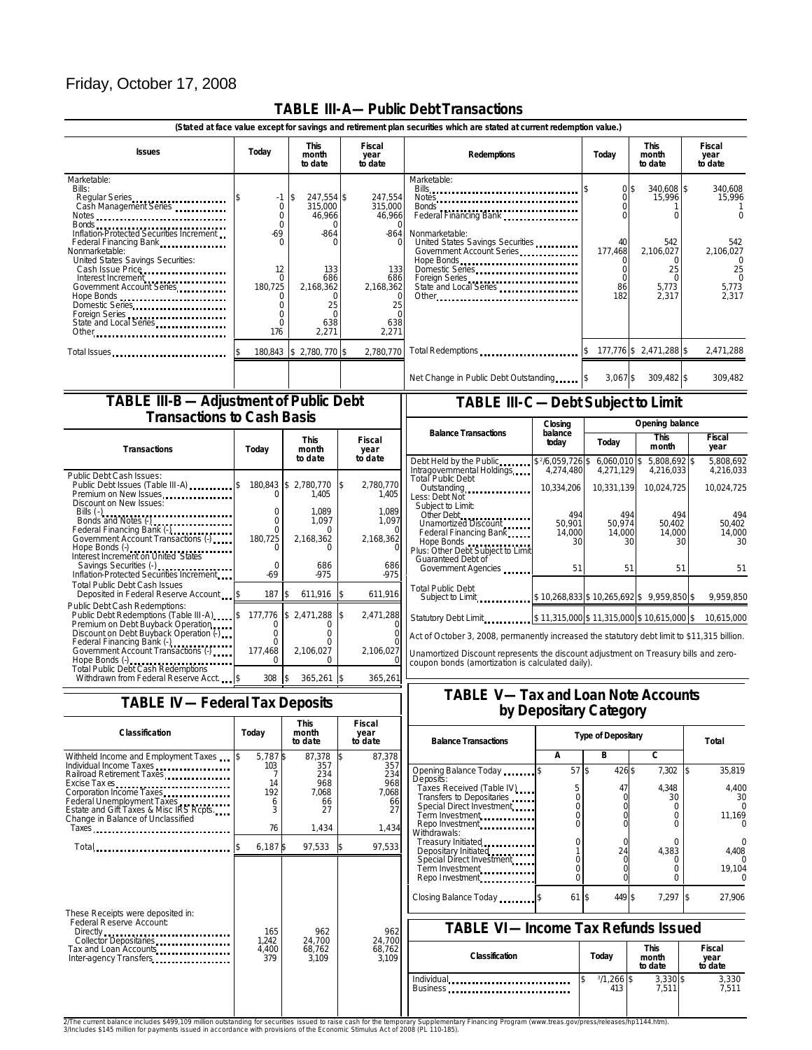Friday, October 17, 2008

## TABLE III-A— Public Debt Transactions

(Stated at face value except for savings and retirement plan securities which are stated at current redemption value.)

| Issues | Today | This month to date | Fiscal year to date | Redemptions | Today | This month to date | Fiscal year to date |
|---|---|---|---|---|---|---|---|
| Marketable: | | | | Marketable: | | | |
| Bills: | | | | Bills | $ 0 | $ 340,608 | $ 340,608 |
| Regular Series | $ -1 | $ 247,554 | $ 247,554 | Notes | 0 | 15,996 | 15,996 |
| Cash Management Series | 0 | 315,000 | 315,000 | Bonds | 0 | 1 | 1 |
| Notes | 0 | 46,966 | 46,966 | Federal Financing Bank | 0 | 0 | 0 |
| Bonds | 0 | 0 | 0 | | | | |
| Inflation-Protected Securities Increment | -69 | -864 | -864 | Nonmarketable: | | | |
| Federal Financing Bank | 0 | 0 | 0 | United States Savings Securities | 40 | 542 | 542 |
| Nonmarketable: | | | | Government Account Series | 177,468 | 2,106,027 | 2,106,027 |
| United States Savings Securities: | | | | Hope Bonds | 0 | 0 | 0 |
| Cash Issue Price | 12 | 133 | 133 | Domestic Series | 0 | 25 | 25 |
| Interest Increment | 0 | 686 | 686 | Foreign Series | 0 | 0 | 0 |
| Government Account Series | 180,725 | 2,168,362 | 2,168,362 | State and Local Series | 86 | 5,773 | 5,773 |
| Hope Bonds | 0 | 0 | 0 | Other | 182 | 2,317 | 2,317 |
| Domestic Series | 0 | 25 | 25 | | | | |
| Foreign Series | 0 | 0 | 0 | | | | |
| State and Local Series | 0 | 638 | 638 | | | | |
| Other | 176 | 2,271 | 2,271 | | | | |
| Total Issues | $ 180,843 | $ 2,780,770 | $ 2,780,770 | Total Redemptions | $ 177,776 | $ 2,471,288 | $ 2,471,288 |
| | | | | Net Change in Public Debt Outstanding | $ 3,067 | $ 309,482 | $ 309,482 |

## TABLE III-B — Adjustment of Public Debt Transactions to Cash Basis

| Transactions | Today | This month to date | Fiscal year to date |
|---|---|---|---|
| Public Debt Cash Issues: | | | |
| Public Debt Issues (Table III-A) | $ 180,843 | $ 2,780,770 | $ 2,780,770 |
| Premium on New Issues | 0 | 1,405 | 1,405 |
| Discount on New Issues: | | | |
| Bills (-) | 0 | 1,089 | 1,089 |
| Bonds and Notes (-) | 0 | 1,097 | 1,097 |
| Federal Financing Bank (-) | 0 | 0 | 0 |
| Government Account Transactions (-) | 180,725 | 2,168,362 | 2,168,362 |
| Hope Bonds (-) | 0 | 0 | 0 |
| Interest Increment on United States Savings Securities (-) | 0 | 686 | 686 |
| Inflation-Protected Securities Increment | -69 | -975 | -975 |
| Total Public Debt Cash Issues Deposited in Federal Reserve Account | $ 187 | $ 611,916 | $ 611,916 |
| Public Debt Cash Redemptions: | | | |
| Public Debt Redemptions (Table III-A) | $ 177,776 | $ 2,471,288 | $ 2,471,288 |
| Premium on Debt Buyback Operation | 0 | 0 | 0 |
| Discount on Debt Buyback Operation (-) | 0 | 0 | 0 |
| Federal Financing Bank (-) | 0 | 0 | 0 |
| Government Account Transactions (-) | 177,468 | 2,106,027 | 2,106,027 |
| Hope Bonds (-) | 0 | 0 | 0 |
| Total Public Debt Cash Redemptions Withdrawn from Federal Reserve Acct. | $ 308 | $ 365,261 | $ 365,261 |

## TABLE III-C — Debt Subject to Limit

| Balance Transactions | Closing balance today | Opening balance Today | Opening balance This month | Opening balance Fiscal year |
|---|---|---|---|---|
| Debt Held by the Public | $ 2/6,059,726 | $ 6,060,010 | $ 5,808,692 | $ 5,808,692 |
| Intragovernmental Holdings | 4,274,480 | 4,271,129 | 4,216,033 | 4,216,033 |
| Total Public Debt Outstanding | 10,334,206 | 10,331,139 | 10,024,725 | 10,024,725 |
| Less: Debt Not Subject to Limit: | | | | |
| Other Debt | 494 | 494 | 494 | 494 |
| Unamortized Discount | 50,901 | 50,974 | 50,402 | 50,402 |
| Federal Financing Bank | 14,000 | 14,000 | 14,000 | 14,000 |
| Hope Bonds | 30 | 30 | 30 | 30 |
| Plus: Other Debt Subject to Limit Guaranteed Debt of Government Agencies | 51 | 51 | 51 | 51 |
| Total Public Debt Subject to Limit | $ 10,268,833 | $ 10,265,692 | $ 9,959,850 | $ 9,959,850 |
| Statutory Debt Limit | $ 11,315,000 | $ 11,315,000 | $ 10,615,000 | $ 10,615,000 |

Act of October 3, 2008, permanently increased the statutory debt limit to $11,315 billion.

Unamortized Discount represents the discount adjustment on Treasury bills and zero-coupon bonds (amortization is calculated daily).

## TABLE IV — Federal Tax Deposits

| Classification | Today | This month to date | Fiscal year to date |
|---|---|---|---|
| Withheld Income and Employment Taxes | $ 5,787 | $ 87,378 | $ 87,378 |
| Individual Income Taxes | 103 | 357 | 357 |
| Railroad Retirement Taxes | 7 | 234 | 234 |
| Excise Taxes | 14 | 968 | 968 |
| Corporation Income Taxes | 192 | 7,068 | 7,068 |
| Federal Unemployment Taxes | 6 | 66 | 66 |
| Estate and Gift Taxes & Misc IRS Rcpts. | 3 | 27 | 27 |
| Change in Balance of Unclassified Taxes | 76 | 1,434 | 1,434 |
| Total | $ 6,187 | $ 97,533 | $ 97,533 |
| These Receipts were deposited in: | | | |
| Federal Reserve Account: | | | |
| Directly | 165 | 962 | 962 |
| Collector Depositaries | 1,242 | 24,700 | 24,700 |
| Tax and Loan Accounts | 4,400 | 68,762 | 68,762 |
| Inter-agency Transfers | 379 | 3,109 | 3,109 |

## TABLE V— Tax and Loan Note Accounts by Depositary Category

| Balance Transactions | A | B | C | Total |
|---|---|---|---|---|
| Opening Balance Today | $ 57 | $ 426 | $ 7,302 | $ 35,819 |
| Deposits: | | | | |
| Taxes Received (Table IV) | 5 | 47 | 4,348 | 4,400 |
| Transfers to Depositaries | 0 | 0 | 30 | 30 |
| Special Direct Investment | 0 | 0 | 0 | 0 |
| Term Investment | 0 | 0 | 0 | 11,169 |
| Repo Investment | 0 | 0 | 0 | 0 |
| Withdrawals: | | | | |
| Treasury Initiated | 0 | 0 | 0 | 0 |
| Depositary Initiated | 1 | 24 | 4,383 | 4,408 |
| Special Direct Investment | 0 | 0 | 0 | 0 |
| Term Investment | 0 | 0 | 0 | 19,104 |
| Repo Investment | 0 | 0 | 0 | 0 |
| Closing Balance Today | $ 61 | $ 449 | $ 7,297 | $ 27,906 |

## TABLE VI— Income Tax Refunds Issued

| Classification | Today | This month to date | Fiscal year to date |
|---|---|---|---|
| Individual | $ 3/1,266 | $ 3,330 | $ 3,330 |
| Business | 413 | 7,511 | 7,511 |

2/The current balance includes $499,109 million outstanding for securities issued to raise cash for the temporary Supplementary Financing Program (www.treas.gov/press/releases/hp1144.htm).
3/Includes $145 million for payments issued in accordance with provisions of the Economic Stimulus Act of 2008 (PL 110-185).